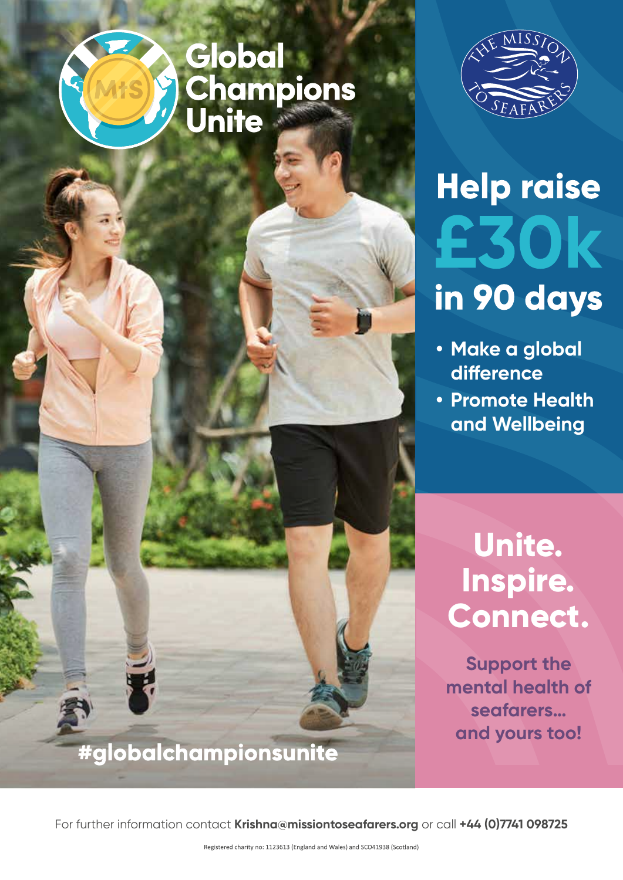# Global Champions Unite

THE MISSION TO SEAFARERS

## Help raise £30k in 90 days

- Make a global difference
- Promote Health and Wellbeing

#globalchampionsunite

## Unite. Inspire. Connect.

Support the mental health of seafarers... and yours too!

For further information contact **Krishna@missiontoseafarers.org** or call **+44 (0)7741 098725**

Registered charity no: 1123613 (England and Wales) and SC041938 (Scotland)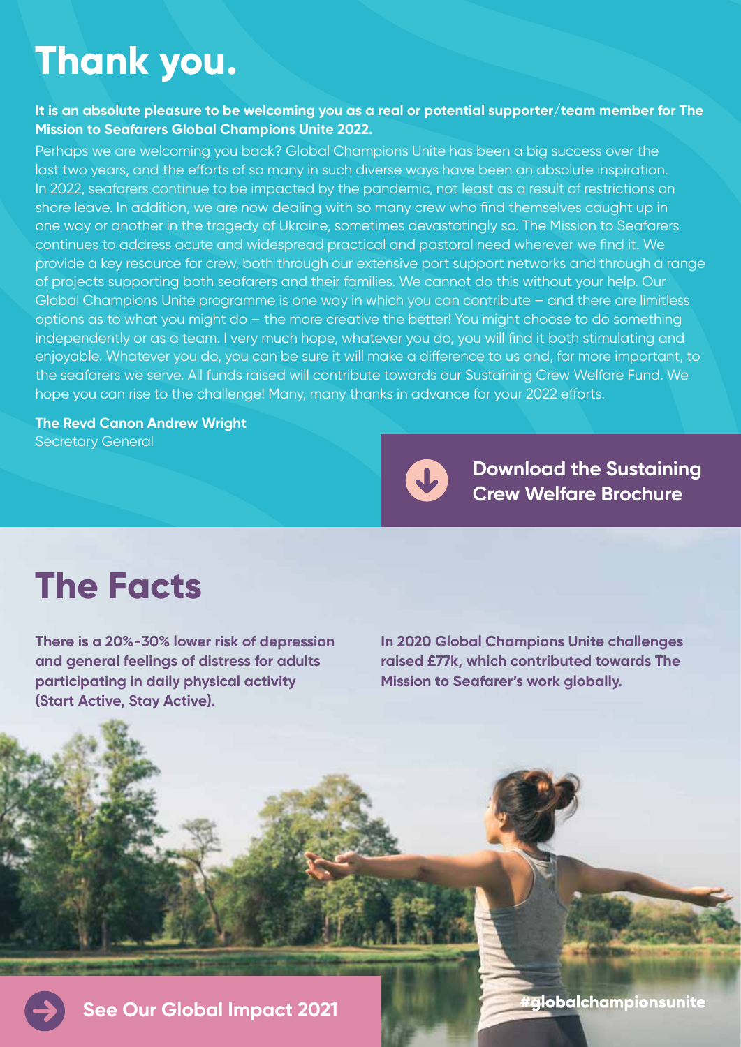# Thank you.

**It is an absolute pleasure to be welcoming you as a real or potential supporter/team member for The Mission to Seafarers Global Champions Unite 2022.**

Perhaps we are welcoming you back? Global Champions Unite has been a big success over the last two years, and the efforts of so many in such diverse ways have been an absolute inspiration. In 2022, seafarers continue to be impacted by the pandemic, not least as a result of restrictions on shore leave. In addition, we are now dealing with so many crew who find themselves caught up in one way or another in the tragedy of Ukraine, sometimes devastatingly so. The Mission to Seafarers continues to address acute and widespread practical and pastoral need wherever we find it. We provide a key resource for crew, both through our extensive port support networks and through a range of projects supporting both seafarers and their families. We cannot do this without your help. Our Global Champions Unite programme is one way in which you can contribute – and there are limitless options as to what you might do – the more creative the better! You might choose to do something independently or as a team. I very much hope, whatever you do, you will find it both stimulating and enjoyable. Whatever you do, you can be sure it will make a difference to us and, far more important, to the seafarers we serve. All funds raised will contribute towards our Sustaining Crew Welfare Fund. We hope you can rise to the challenge! Many, many thanks in advance for your 2022 efforts.

**The Revd Canon Andrew Wright**
Secretary General

**Download the Sustaining Crew Welfare Brochure**

# The Facts

**There is a 20%-30% lower risk of depression and general feelings of distress for adults participating in daily physical activity (Start Active, Stay Active).**

**In 2020 Global Champions Unite challenges raised £77k, which contributed towards The Mission to Seafarer's work globally.**

**See Our Global Impact 2021**

#globalchampionsunite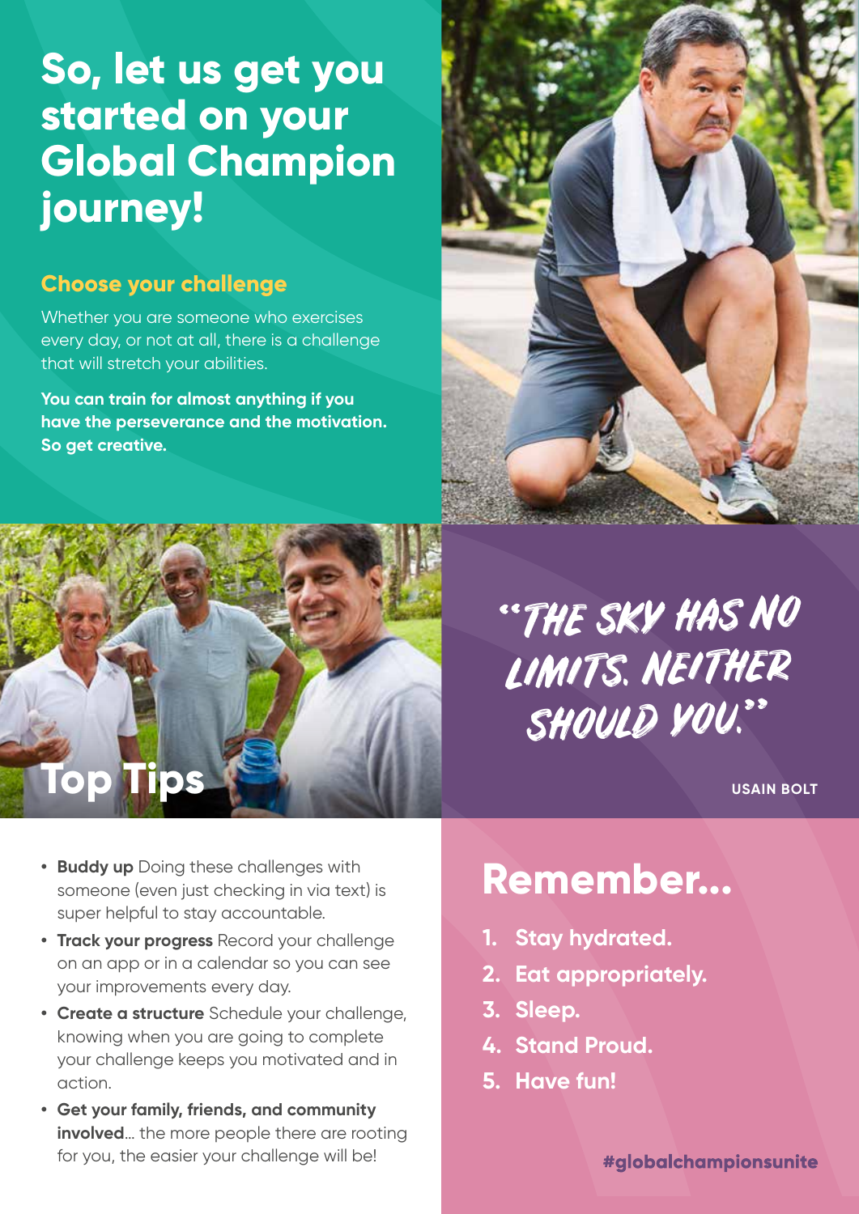# So, let us get you started on your Global Champion journey!

## Choose your challenge

Whether you are someone who exercises every day, or not at all, there is a challenge that will stretch your abilities.

**You can train for almost anything if you have the perseverance and the motivation. So get creative.**

"THE SKY HAS NO LIMITS. NEITHER SHOULD YOU."

USAIN BOLT

## Top Tips

- **Buddy up** Doing these challenges with someone (even just checking in via text) is super helpful to stay accountable.
- **Track your progress** Record your challenge on an app or in a calendar so you can see your improvements every day.
- **Create a structure** Schedule your challenge, knowing when you are going to complete your challenge keeps you motivated and in action.
- **Get your family, friends, and community involved**... the more people there are rooting for you, the easier your challenge will be!

## Remember...

1. **Stay hydrated.**
2. **Eat appropriately.**
3. **Sleep.**
4. **Stand Proud.**
5. **Have fun!**

**#globalchampionsunite**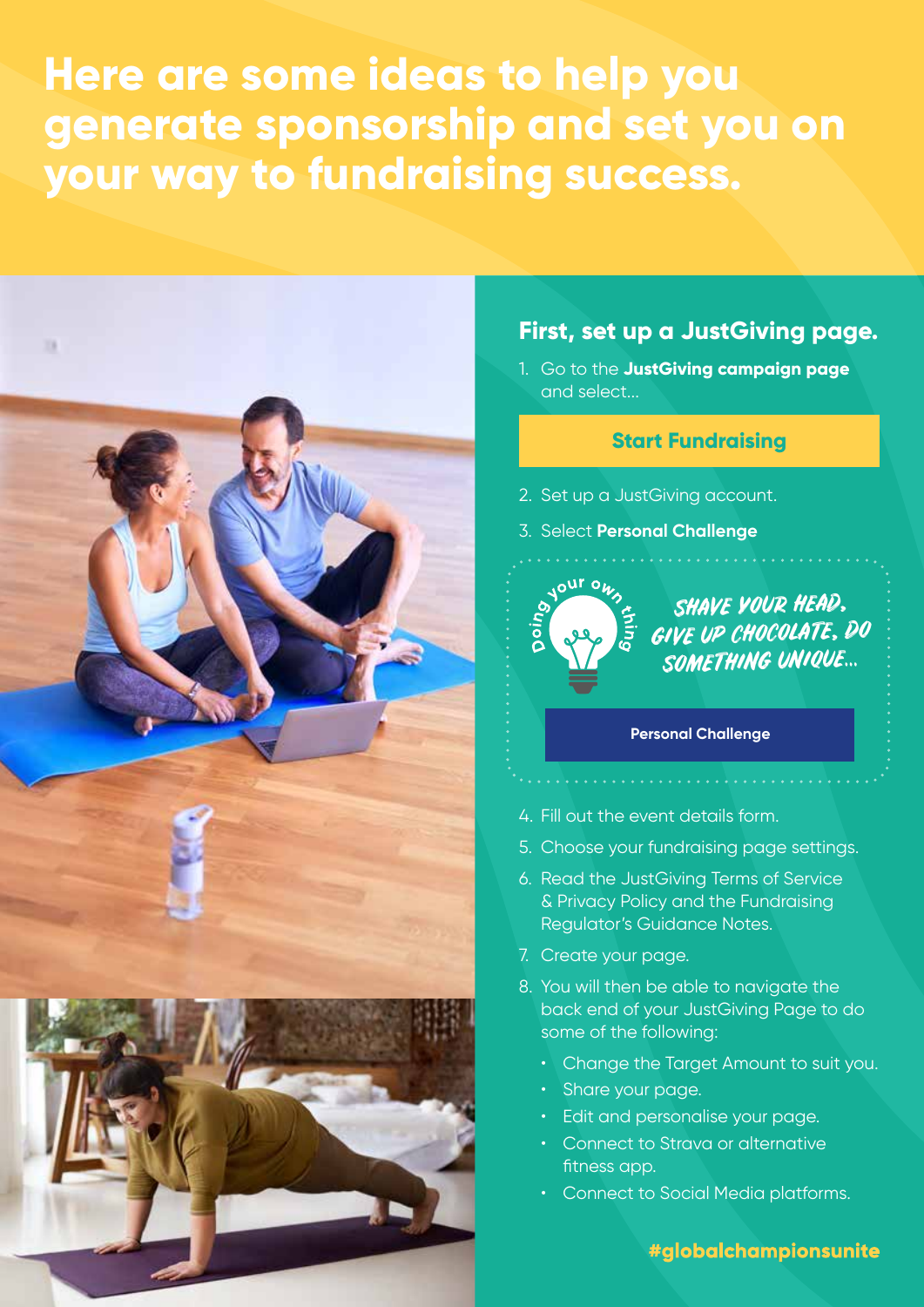# Here are some ideas to help you generate sponsorship and set you on your way to fundraising success.

## First, set up a JustGiving page.

1. Go to the **JustGiving campaign page** and select...

**Start Fundraising**

2. Set up a JustGiving account.
3. Select **Personal Challenge**

Doing your own thing

SHAVE YOUR HEAD, GIVE UP CHOCOLATE, DO SOMETHING UNIQUE...

**Personal Challenge**

4. Fill out the event details form.
5. Choose your fundraising page settings.
6. Read the JustGiving Terms of Service & Privacy Policy and the Fundraising Regulator's Guidance Notes.
7. Create your page.
8. You will then be able to navigate the back end of your JustGiving Page to do some of the following:
   - Change the Target Amount to suit you.
   - Share your page.
   - Edit and personalise your page.
   - Connect to Strava or alternative fitness app.
   - Connect to Social Media platforms.

**#globalchampionsunite**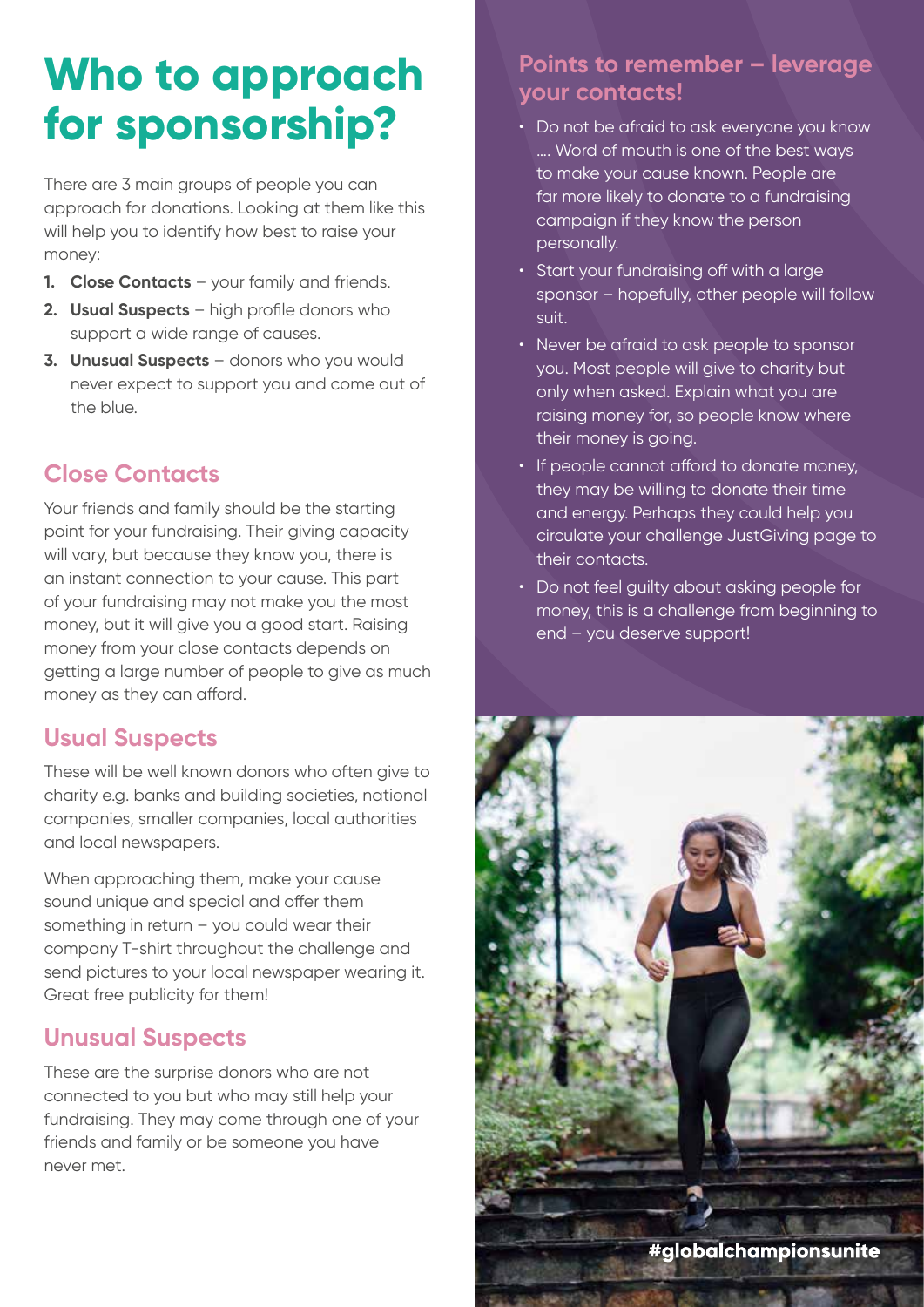# Who to approach for sponsorship?

There are 3 main groups of people you can approach for donations. Looking at them like this will help you to identify how best to raise your money:

1. **Close Contacts** – your family and friends.
2. **Usual Suspects** – high profile donors who support a wide range of causes.
3. **Unusual Suspects** – donors who you would never expect to support you and come out of the blue.

## Close Contacts

Your friends and family should be the starting point for your fundraising. Their giving capacity will vary, but because they know you, there is an instant connection to your cause. This part of your fundraising may not make you the most money, but it will give you a good start. Raising money from your close contacts depends on getting a large number of people to give as much money as they can afford.

## Usual Suspects

These will be well known donors who often give to charity e.g. banks and building societies, national companies, smaller companies, local authorities and local newspapers.

When approaching them, make your cause sound unique and special and offer them something in return – you could wear their company T-shirt throughout the challenge and send pictures to your local newspaper wearing it. Great free publicity for them!

## Unusual Suspects

These are the surprise donors who are not connected to you but who may still help your fundraising. They may come through one of your friends and family or be someone you have never met.

## Points to remember – leverage your contacts!

- Do not be afraid to ask everyone you know .... Word of mouth is one of the best ways to make your cause known. People are far more likely to donate to a fundraising campaign if they know the person personally.
- Start your fundraising off with a large sponsor – hopefully, other people will follow suit.
- Never be afraid to ask people to sponsor you. Most people will give to charity but only when asked. Explain what you are raising money for, so people know where their money is going.
- If people cannot afford to donate money, they may be willing to donate their time and energy. Perhaps they could help you circulate your challenge JustGiving page to their contacts.
- Do not feel guilty about asking people for money, this is a challenge from beginning to end – you deserve support!

#globalchampionsunite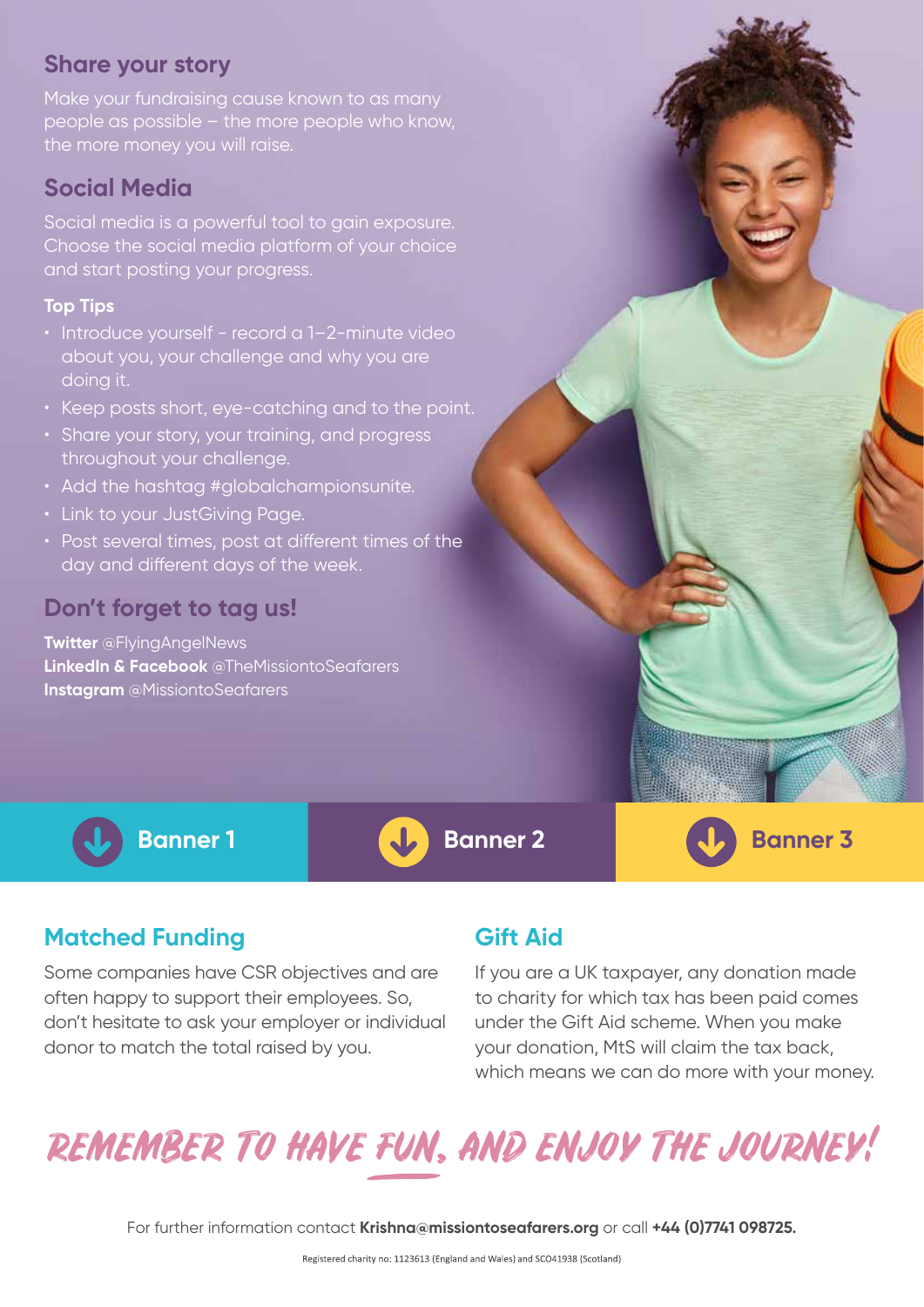## Share your story

Make your fundraising cause known to as many people as possible – the more people who know, the more money you will raise.

## Social Media

Social media is a powerful tool to gain exposure. Choose the social media platform of your choice and start posting your progress.

### Top Tips

- Introduce yourself - record a 1–2-minute video about you, your challenge and why you are doing it.
- Keep posts short, eye-catching and to the point.
- Share your story, your training, and progress throughout your challenge.
- Add the hashtag #globalchampionsunite.
- Link to your JustGiving Page.
- Post several times, post at different times of the day and different days of the week.

## Don't forget to tag us!

**Twitter** @FlyingAngelNews
**LinkedIn & Facebook** @TheMissiontoSeafarers
**Instagram** @MissiontoSeafarers

Banner 1

Banner 2

Banner 3

## Matched Funding

Some companies have CSR objectives and are often happy to support their employees. So, don't hesitate to ask your employer or individual donor to match the total raised by you.

## Gift Aid

If you are a UK taxpayer, any donation made to charity for which tax has been paid comes under the Gift Aid scheme. When you make your donation, MtS will claim the tax back, which means we can do more with your money.

# REMEMBER TO HAVE FUN, AND ENJOY THE JOURNEY!

For further information contact **Krishna@missiontoseafarers.org** or call **+44 (0)7741 098725.**

Registered charity no: 1123613 (England and Wales) and SCO41938 (Scotland)